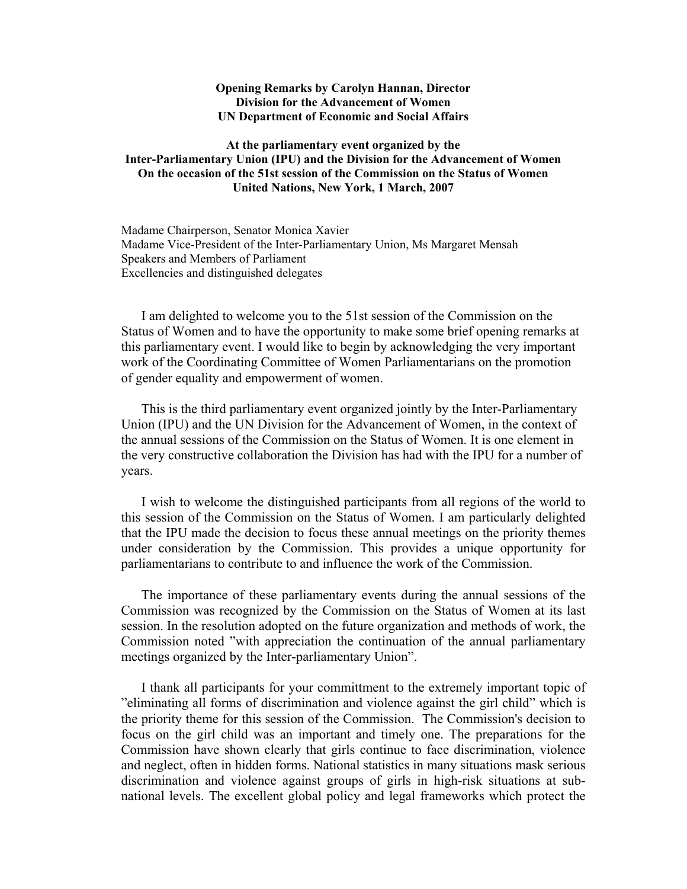**Opening Remarks by Carolyn Hannan, Director**
**Division for the Advancement of Women**
**UN Department of Economic and Social Affairs**

**At the parliamentary event organized by the**
**Inter-Parliamentary Union (IPU) and the Division for the Advancement of Women**
**On the occasion of the 51st session of the Commission on the Status of Women**
**United Nations, New York, 1 March, 2007**

Madame Chairperson, Senator Monica Xavier
Madame Vice-President of the Inter-Parliamentary Union, Ms Margaret Mensah
Speakers and Members of Parliament
Excellencies and distinguished delegates

I am delighted to welcome you to the 51st session of the Commission on the Status of Women and to have the opportunity to make some brief opening remarks at this parliamentary event. I would like to begin by acknowledging the very important work of the Coordinating Committee of Women Parliamentarians on the promotion of gender equality and empowerment of women.

This is the third parliamentary event organized jointly by the Inter-Parliamentary Union (IPU) and the UN Division for the Advancement of Women, in the context of the annual sessions of the Commission on the Status of Women. It is one element in the very constructive collaboration the Division has had with the IPU for a number of years.

I wish to welcome the distinguished participants from all regions of the world to this session of the Commission on the Status of Women. I am particularly delighted that the IPU made the decision to focus these annual meetings on the priority themes under consideration by the Commission. This provides a unique opportunity for parliamentarians to contribute to and influence the work of the Commission.

The importance of these parliamentary events during the annual sessions of the Commission was recognized by the Commission on the Status of Women at its last session. In the resolution adopted on the future organization and methods of work, the Commission noted "with appreciation the continuation of the annual parliamentary meetings organized by the Inter-parliamentary Union".

I thank all participants for your committment to the extremely important topic of "eliminating all forms of discrimination and violence against the girl child" which is the priority theme for this session of the Commission. The Commission's decision to focus on the girl child was an important and timely one. The preparations for the Commission have shown clearly that girls continue to face discrimination, violence and neglect, often in hidden forms. National statistics in many situations mask serious discrimination and violence against groups of girls in high-risk situations at sub-national levels. The excellent global policy and legal frameworks which protect the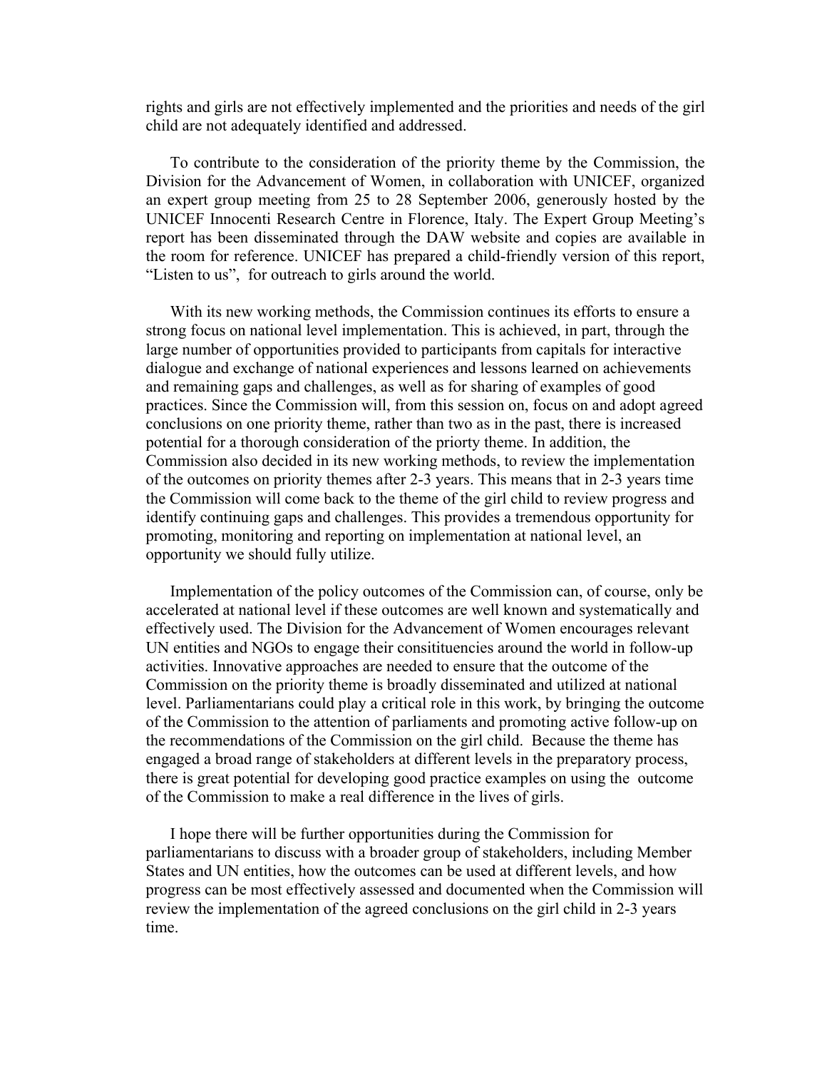rights and girls are not effectively implemented and the priorities and needs of the girl child are not adequately identified and addressed.

To contribute to the consideration of the priority theme by the Commission, the Division for the Advancement of Women, in collaboration with UNICEF, organized an expert group meeting from 25 to 28 September 2006, generously hosted by the UNICEF Innocenti Research Centre in Florence, Italy. The Expert Group Meeting's report has been disseminated through the DAW website and copies are available in the room for reference. UNICEF has prepared a child-friendly version of this report, "Listen to us", for outreach to girls around the world.

With its new working methods, the Commission continues its efforts to ensure a strong focus on national level implementation. This is achieved, in part, through the large number of opportunities provided to participants from capitals for interactive dialogue and exchange of national experiences and lessons learned on achievements and remaining gaps and challenges, as well as for sharing of examples of good practices. Since the Commission will, from this session on, focus on and adopt agreed conclusions on one priority theme, rather than two as in the past, there is increased potential for a thorough consideration of the priorty theme. In addition, the Commission also decided in its new working methods, to review the implementation of the outcomes on priority themes after 2-3 years. This means that in 2-3 years time the Commission will come back to the theme of the girl child to review progress and identify continuing gaps and challenges. This provides a tremendous opportunity for promoting, monitoring and reporting on implementation at national level, an opportunity we should fully utilize.

Implementation of the policy outcomes of the Commission can, of course, only be accelerated at national level if these outcomes are well known and systematically and effectively used. The Division for the Advancement of Women encourages relevant UN entities and NGOs to engage their consitituencies around the world in follow-up activities. Innovative approaches are needed to ensure that the outcome of the Commission on the priority theme is broadly disseminated and utilized at national level. Parliamentarians could play a critical role in this work, by bringing the outcome of the Commission to the attention of parliaments and promoting active follow-up on the recommendations of the Commission on the girl child. Because the theme has engaged a broad range of stakeholders at different levels in the preparatory process, there is great potential for developing good practice examples on using the outcome of the Commission to make a real difference in the lives of girls.

I hope there will be further opportunities during the Commission for parliamentarians to discuss with a broader group of stakeholders, including Member States and UN entities, how the outcomes can be used at different levels, and how progress can be most effectively assessed and documented when the Commission will review the implementation of the agreed conclusions on the girl child in 2-3 years time.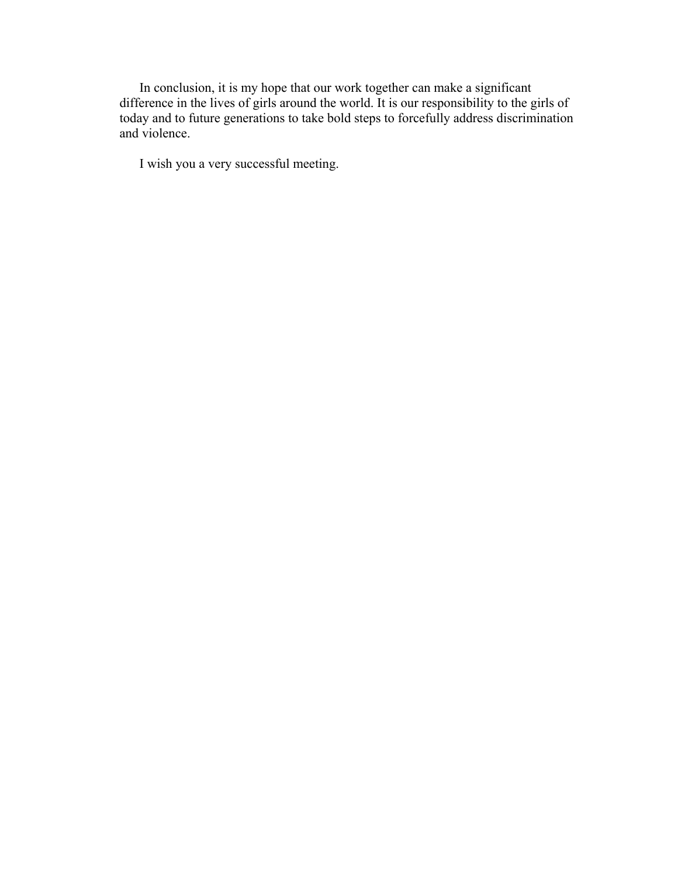In conclusion, it is my hope that our work together can make a significant difference in the lives of girls around the world. It is our responsibility to the girls of today and to future generations to take bold steps to forcefully address discrimination and violence.

I wish you a very successful meeting.